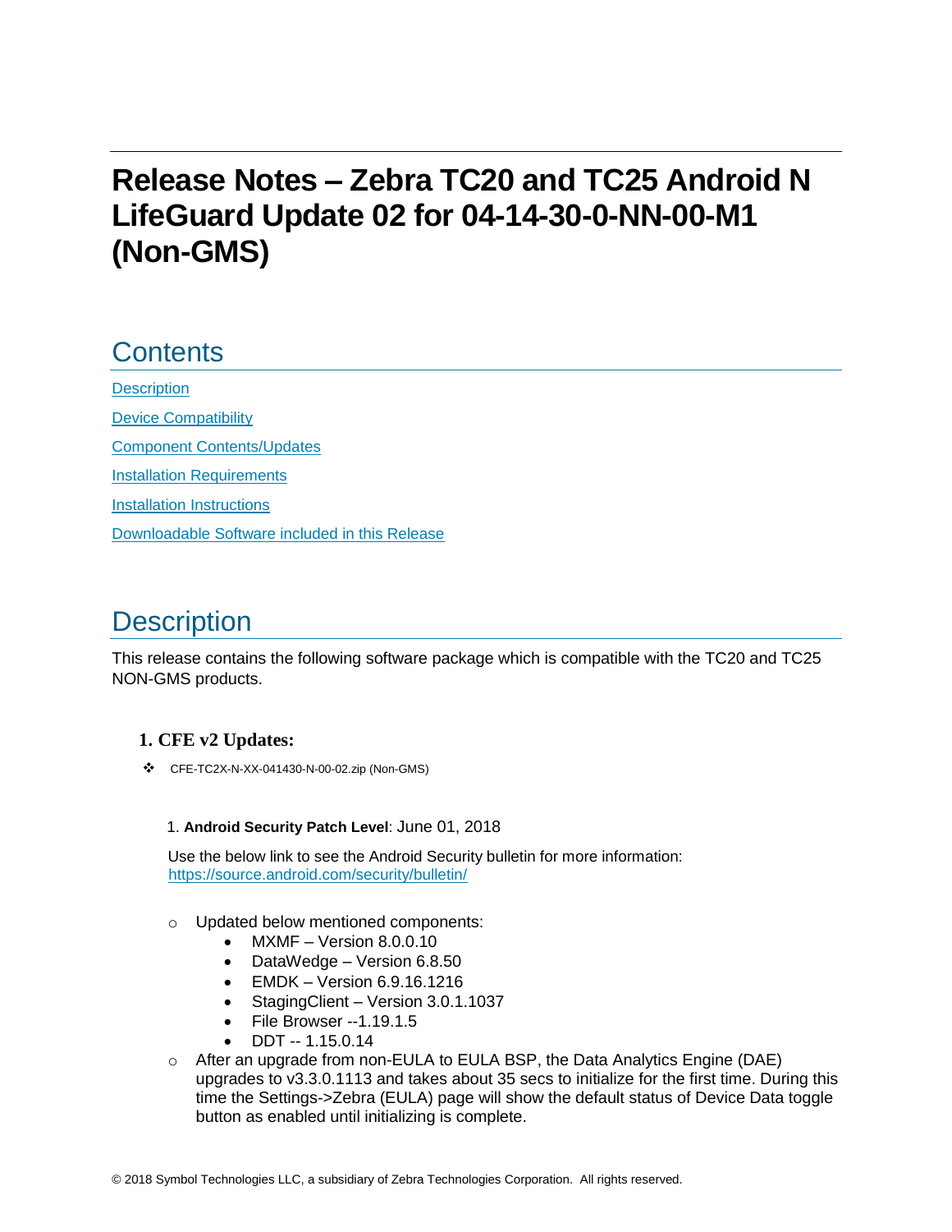# Release Notes – Zebra TC20 and TC25 Android N LifeGuard Update 02 for 04-14-30-0-NN-00-M1 (Non-GMS)

## Contents

[Description](#description)

[Device Compatibility](#device-compatibility)

[Component Contents/Updates](#component-contentsupdates)

[Installation Requirements](#installation-requirements)

[Installation Instructions](#installation-instructions)

[Downloadable Software included in this Release](#downloadable-software-included-in-this-release)

## Description

This release contains the following software package which is compatible with the TC20 and TC25 NON-GMS products.

### 1. CFE v2 Updates:

- ❖ CFE-TC2X-N-XX-041430-N-00-02.zip (Non-GMS)

1. **Android Security Patch Level**: June 01, 2018

   Use the below link to see the Android Security bulletin for more information:
   [https://source.android.com/security/bulletin/](https://source.android.com/security/bulletin/)

   - Updated below mentioned components:
     - MXMF – Version 8.0.0.10
     - DataWedge – Version 6.8.50
     - EMDK – Version 6.9.16.1216
     - StagingClient – Version 3.0.1.1037
     - File Browser --1.19.1.5
     - DDT -- 1.15.0.14
   - After an upgrade from non-EULA to EULA BSP, the Data Analytics Engine (DAE) upgrades to v3.3.0.1113 and takes about 35 secs to initialize for the first time. During this time the Settings->Zebra (EULA) page will show the default status of Device Data toggle button as enabled until initializing is complete.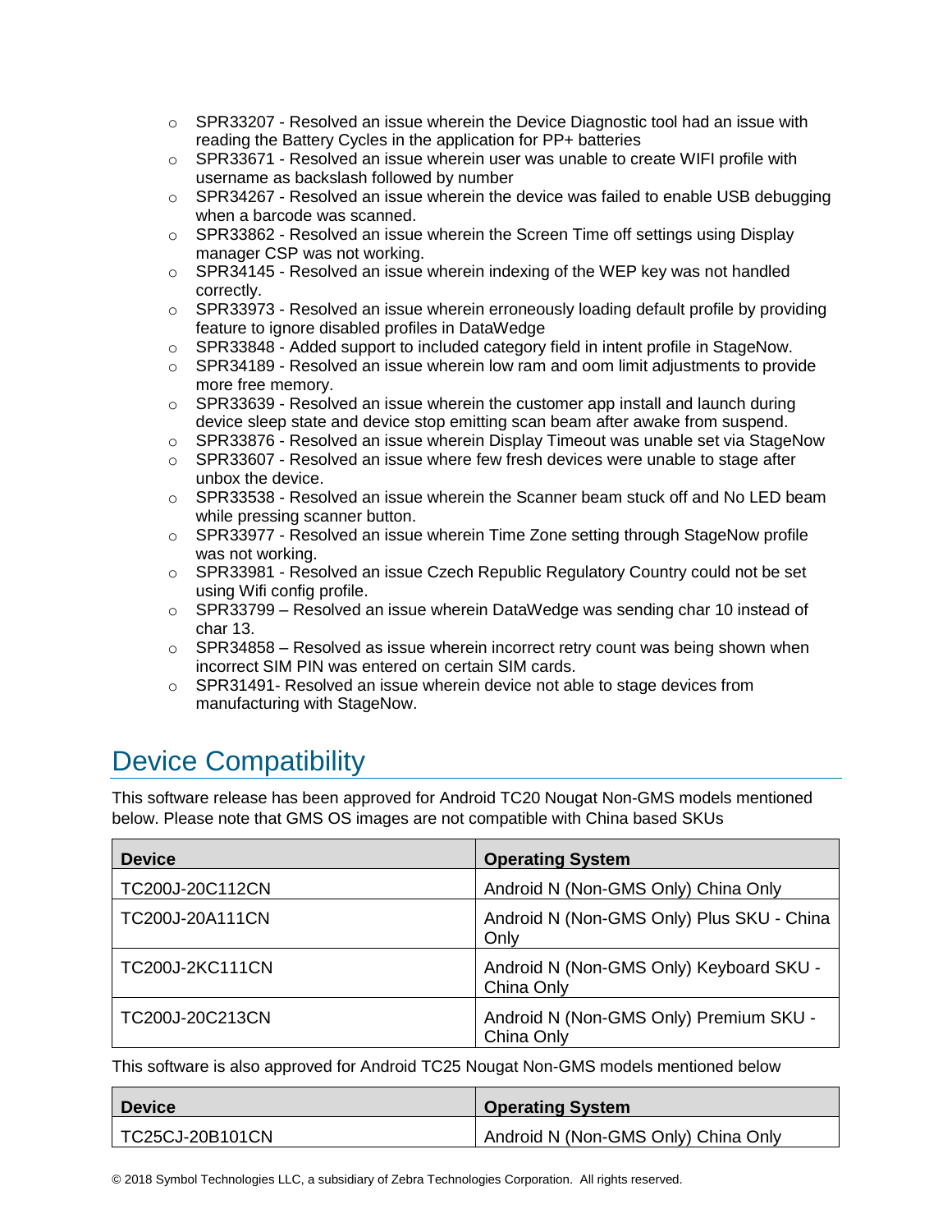- SPR33207 - Resolved an issue wherein the Device Diagnostic tool had an issue with reading the Battery Cycles in the application for PP+ batteries
- SPR33671 - Resolved an issue wherein user was unable to create WIFI profile with username as backslash followed by number
- SPR34267 - Resolved an issue wherein the device was failed to enable USB debugging when a barcode was scanned.
- SPR33862 - Resolved an issue wherein the Screen Time off settings using Display manager CSP was not working.
- SPR34145 - Resolved an issue wherein indexing of the WEP key was not handled correctly.
- SPR33973 - Resolved an issue wherein erroneously loading default profile by providing feature to ignore disabled profiles in DataWedge
- SPR33848 - Added support to included category field in intent profile in StageNow.
- SPR34189 - Resolved an issue wherein low ram and oom limit adjustments to provide more free memory.
- SPR33639 - Resolved an issue wherein the customer app install and launch during device sleep state and device stop emitting scan beam after awake from suspend.
- SPR33876 - Resolved an issue wherein Display Timeout was unable set via StageNow
- SPR33607 - Resolved an issue where few fresh devices were unable to stage after unbox the device.
- SPR33538 - Resolved an issue wherein the Scanner beam stuck off and No LED beam while pressing scanner button.
- SPR33977 - Resolved an issue wherein Time Zone setting through StageNow profile was not working.
- SPR33981 - Resolved an issue Czech Republic Regulatory Country could not be set using Wifi config profile.
- SPR33799 – Resolved an issue wherein DataWedge was sending char 10 instead of char 13.
- SPR34858 – Resolved as issue wherein incorrect retry count was being shown when incorrect SIM PIN was entered on certain SIM cards.
- SPR31491- Resolved an issue wherein device not able to stage devices from manufacturing with StageNow.

# Device Compatibility

This software release has been approved for Android TC20 Nougat Non-GMS models mentioned below. Please note that GMS OS images are not compatible with China based SKUs

| Device | Operating System |
|---|---|
| TC200J-20C112CN | Android N (Non-GMS Only) China Only |
| TC200J-20A111CN | Android N (Non-GMS Only) Plus SKU - China Only |
| TC200J-2KC111CN | Android N (Non-GMS Only) Keyboard SKU - China Only |
| TC200J-20C213CN | Android N (Non-GMS Only) Premium SKU - China Only |

This software is also approved for Android TC25 Nougat Non-GMS models mentioned below

| Device | Operating System |
|---|---|
| TC25CJ-20B101CN | Android N (Non-GMS Only) China Only |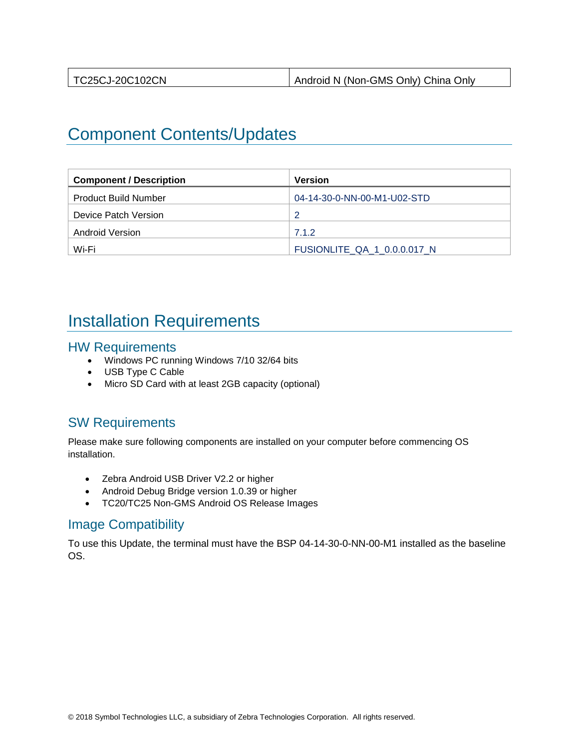| TC25CJ-20C102CN | Android N (Non-GMS Only) China Only |
|---|---|

# Component Contents/Updates

| Component / Description | Version |
|---|---|
| Product Build Number | 04-14-30-0-NN-00-M1-U02-STD |
| Device Patch Version | 2 |
| Android Version | 7.1.2 |
| Wi-Fi | FUSIONLITE_QA_1_0.0.0.017_N |

# Installation Requirements

## HW Requirements

- Windows PC running Windows 7/10 32/64 bits
- USB Type C Cable
- Micro SD Card with at least 2GB capacity (optional)

## SW Requirements

Please make sure following components are installed on your computer before commencing OS installation.

- Zebra Android USB Driver V2.2 or higher
- Android Debug Bridge version 1.0.39 or higher
- TC20/TC25 Non-GMS Android OS Release Images

## Image Compatibility

To use this Update, the terminal must have the BSP 04-14-30-0-NN-00-M1 installed as the baseline OS.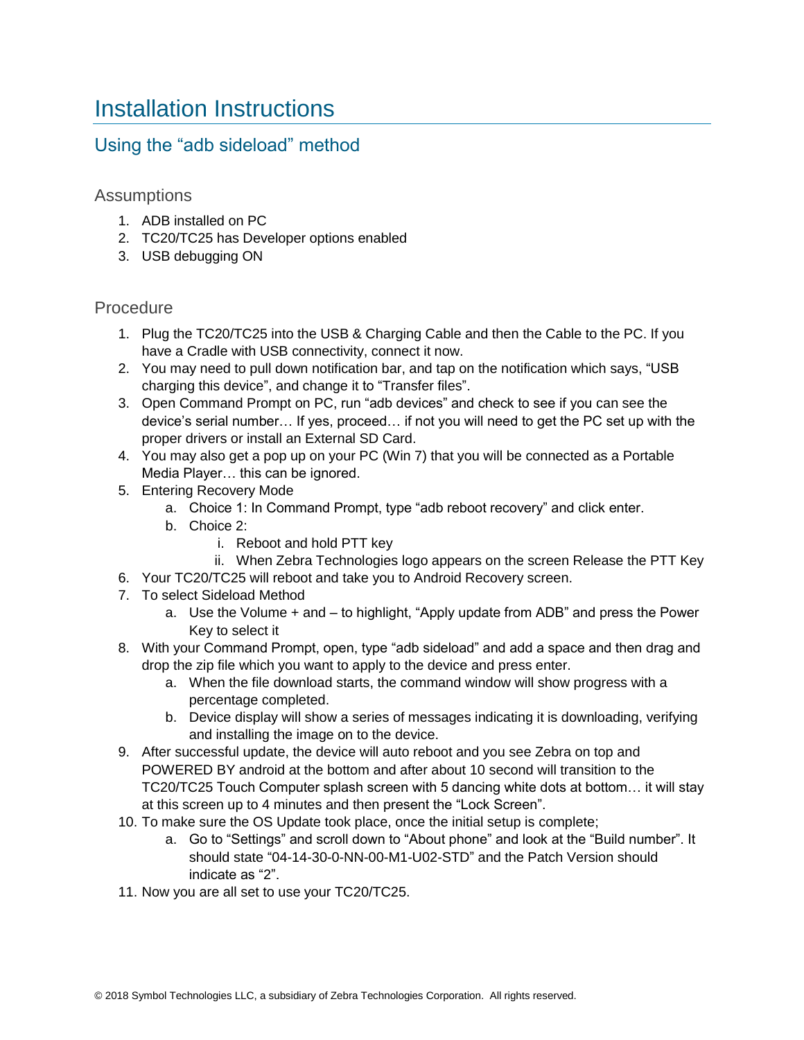# Installation Instructions

## Using the "adb sideload" method

### Assumptions

1. ADB installed on PC
2. TC20/TC25 has Developer options enabled
3. USB debugging ON

### Procedure

1. Plug the TC20/TC25 into the USB & Charging Cable and then the Cable to the PC. If you have a Cradle with USB connectivity, connect it now.
2. You may need to pull down notification bar, and tap on the notification which says, "USB charging this device", and change it to "Transfer files".
3. Open Command Prompt on PC, run "adb devices" and check to see if you can see the device's serial number… If yes, proceed… if not you will need to get the PC set up with the proper drivers or install an External SD Card.
4. You may also get a pop up on your PC (Win 7) that you will be connected as a Portable Media Player… this can be ignored.
5. Entering Recovery Mode
   a. Choice 1: In Command Prompt, type "adb reboot recovery" and click enter.
   b. Choice 2:
      i. Reboot and hold PTT key
      ii. When Zebra Technologies logo appears on the screen Release the PTT Key
6. Your TC20/TC25 will reboot and take you to Android Recovery screen.
7. To select Sideload Method
   a. Use the Volume + and – to highlight, "Apply update from ADB" and press the Power Key to select it
8. With your Command Prompt, open, type "adb sideload" and add a space and then drag and drop the zip file which you want to apply to the device and press enter.
   a. When the file download starts, the command window will show progress with a percentage completed.
   b. Device display will show a series of messages indicating it is downloading, verifying and installing the image on to the device.
9. After successful update, the device will auto reboot and you see Zebra on top and POWERED BY android at the bottom and after about 10 second will transition to the TC20/TC25 Touch Computer splash screen with 5 dancing white dots at bottom… it will stay at this screen up to 4 minutes and then present the "Lock Screen".
10. To make sure the OS Update took place, once the initial setup is complete;
    a. Go to "Settings" and scroll down to "About phone" and look at the "Build number". It should state "04-14-30-0-NN-00-M1-U02-STD" and the Patch Version should indicate as "2".
11. Now you are all set to use your TC20/TC25.

© 2018 Symbol Technologies LLC, a subsidiary of Zebra Technologies Corporation. All rights reserved.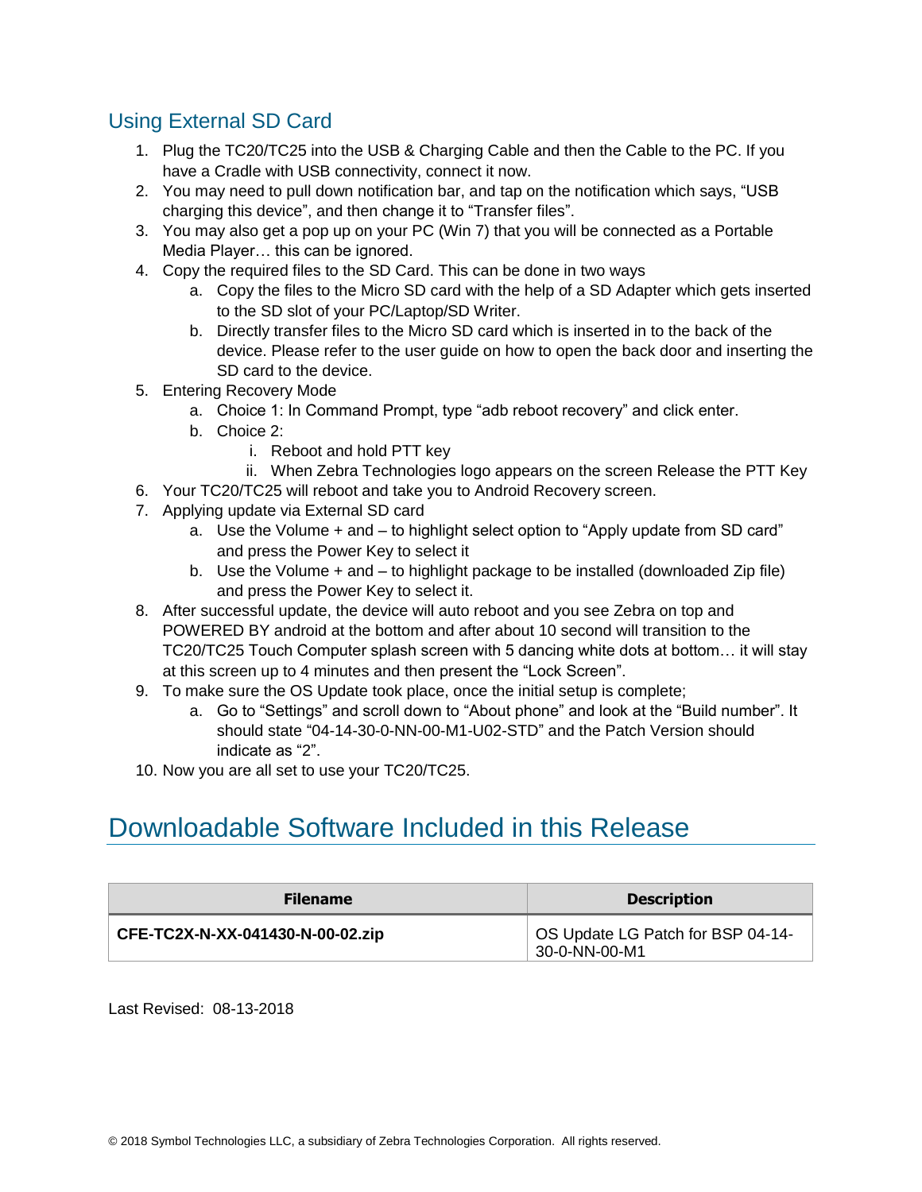## Using External SD Card

1. Plug the TC20/TC25 into the USB & Charging Cable and then the Cable to the PC. If you have a Cradle with USB connectivity, connect it now.
2. You may need to pull down notification bar, and tap on the notification which says, “USB charging this device”, and then change it to “Transfer files”.
3. You may also get a pop up on your PC (Win 7) that you will be connected as a Portable Media Player… this can be ignored.
4. Copy the required files to the SD Card. This can be done in two ways
    a. Copy the files to the Micro SD card with the help of a SD Adapter which gets inserted to the SD slot of your PC/Laptop/SD Writer.
    b. Directly transfer files to the Micro SD card which is inserted in to the back of the device. Please refer to the user guide on how to open the back door and inserting the SD card to the device.
5. Entering Recovery Mode
    a. Choice 1: In Command Prompt, type “adb reboot recovery” and click enter.
    b. Choice 2:
        i. Reboot and hold PTT key
        ii. When Zebra Technologies logo appears on the screen Release the PTT Key
6. Your TC20/TC25 will reboot and take you to Android Recovery screen.
7. Applying update via External SD card
    a. Use the Volume + and – to highlight select option to “Apply update from SD card” and press the Power Key to select it
    b. Use the Volume + and – to highlight package to be installed (downloaded Zip file) and press the Power Key to select it.
8. After successful update, the device will auto reboot and you see Zebra on top and POWERED BY android at the bottom and after about 10 second will transition to the TC20/TC25 Touch Computer splash screen with 5 dancing white dots at bottom… it will stay at this screen up to 4 minutes and then present the “Lock Screen”.
9. To make sure the OS Update took place, once the initial setup is complete;
    a. Go to “Settings” and scroll down to “About phone” and look at the “Build number”. It should state “04-14-30-0-NN-00-M1-U02-STD” and the Patch Version should indicate as “2”.
10. Now you are all set to use your TC20/TC25.

# Downloadable Software Included in this Release

| Filename | Description |
|---|---|
| **CFE-TC2X-N-XX-041430-N-00-02.zip** | OS Update LG Patch for BSP 04-14-30-0-NN-00-M1 |

Last Revised: 08-13-2018

© 2018 Symbol Technologies LLC, a subsidiary of Zebra Technologies Corporation. All rights reserved.